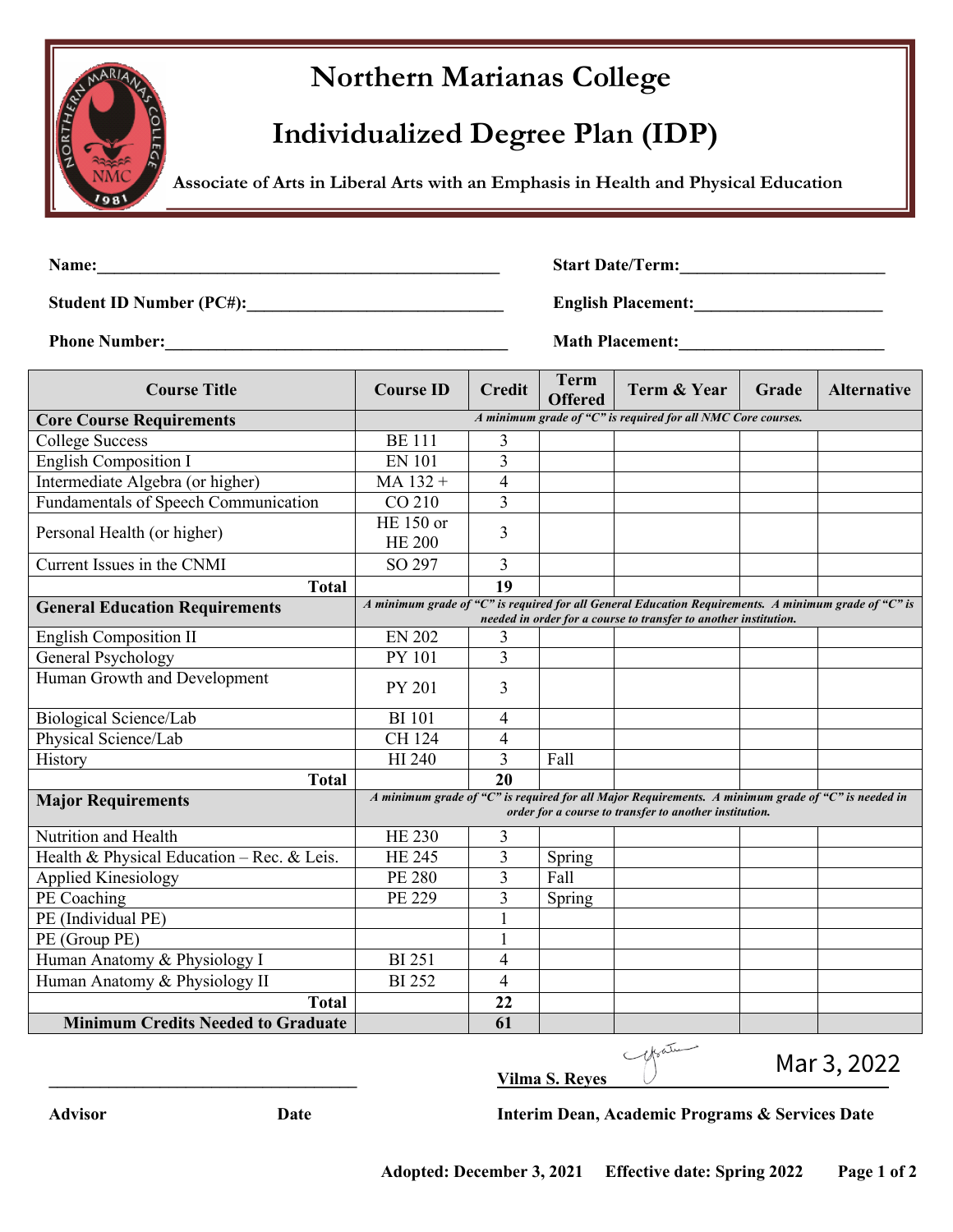# Northern Marianas College

## Individualized Degree Plan (IDP)

**Associate of Arts in Liberal Arts with an Emphasis in Health and Physical Education**

**Name:**\_\_\_\_\_\_\_\_\_\_\_\_\_\_\_\_\_\_\_\_\_\_\_\_\_\_\_\_\_\_\_\_\_\_\_\_\_\_\_\_ **Start Date/Term:**\_\_\_\_\_\_\_\_\_\_\_\_\_\_\_\_\_\_\_\_

**Student ID Number (PC#):**\_\_\_\_\_\_\_\_\_\_\_\_\_\_\_\_\_\_\_\_\_\_\_\_\_ **English Placement:**\_\_\_\_\_\_\_\_\_\_\_\_\_\_\_\_\_\_

**Phone Number:**\_\_\_\_\_\_\_\_\_\_\_\_\_\_\_\_\_\_\_\_\_\_\_\_\_\_\_\_\_\_\_\_\_\_\_ **Math Placement:**\_\_\_\_\_\_\_\_\_\_\_\_\_\_\_\_\_\_\_\_

| Course Title | Course ID | Credit | Term Offered | Term & Year | Grade | Alternative |
|---|---|---|---|---|---|---|
| **Core Course Requirements** | *A minimum grade of "C" is required for all NMC Core courses.* | | | | | |
| College Success | BE 111 | 3 | | | | |
| English Composition I | EN 101 | 3 | | | | |
| Intermediate Algebra (or higher) | MA 132 + | 4 | | | | |
| Fundamentals of Speech Communication | CO 210 | 3 | | | | |
| Personal Health (or higher) | HE 150 or HE 200 | 3 | | | | |
| Current Issues in the CNMI | SO 297 | 3 | | | | |
| **Total** | | **19** | | | | |
| **General Education Requirements** | *A minimum grade of "C" is required for all General Education Requirements. A minimum grade of "C" is needed in order for a course to transfer to another institution.* | | | | | |
| English Composition II | EN 202 | 3 | | | | |
| General Psychology | PY 101 | 3 | | | | |
| Human Growth and Development | PY 201 | 3 | | | | |
| Biological Science/Lab | BI 101 | 4 | | | | |
| Physical Science/Lab | CH 124 | 4 | | | | |
| History | HI 240 | 3 | Fall | | | |
| **Total** | | **20** | | | | |
| **Major Requirements** | *A minimum grade of "C" is required for all Major Requirements. A minimum grade of "C" is needed in order for a course to transfer to another institution.* | | | | | |
| Nutrition and Health | HE 230 | 3 | | | | |
| Health & Physical Education – Rec. & Leis. | HE 245 | 3 | Spring | | | |
| Applied Kinesiology | PE 280 | 3 | Fall | | | |
| PE Coaching | PE 229 | 3 | Spring | | | |
| PE (Individual PE) | | 1 | | | | |
| PE (Group PE) | | 1 | | | | |
| Human Anatomy & Physiology I | BI 251 | 4 | | | | |
| Human Anatomy & Physiology II | BI 252 | 4 | | | | |
| **Total** | | **22** | | | | |
| **Minimum Credits Needed to Graduate** | | **61** | | | | |

\_\_\_\_\_\_\_\_\_\_\_\_\_\_\_\_\_\_\_\_\_\_\_\_\_\_\_\_\_\_\_\_\_\_

**Advisor** **Date**

**Vilma S. Reyes** Mar 3, 2022

**Interim Dean, Academic Programs & Services Date**

**Adopted: December 3, 2021 Effective date: Spring 2022**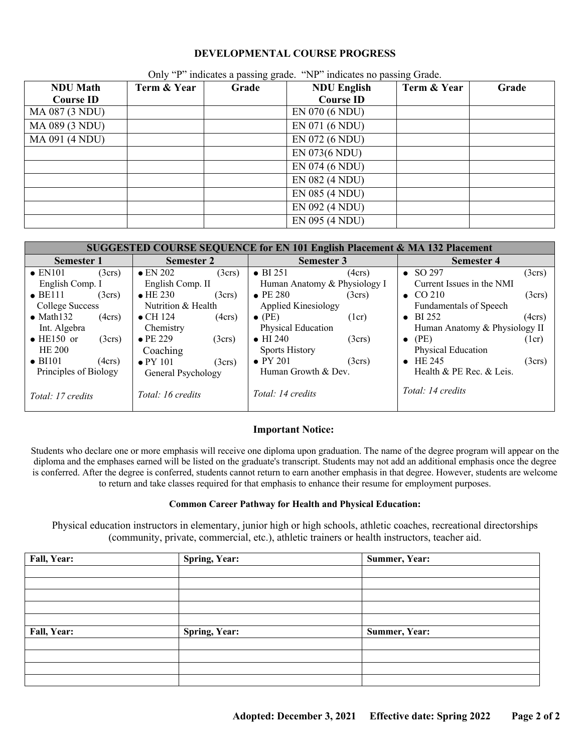### DEVELOPMENTAL COURSE PROGRESS

Only "P" indicates a passing grade. "NP" indicates no passing Grade.

| NDU Math Course ID | Term & Year | Grade | NDU English Course ID | Term & Year | Grade |
|---|---|---|---|---|---|
| MA 087 (3 NDU) | | | EN 070 (6 NDU) | | |
| MA 089 (3 NDU) | | | EN 071 (6 NDU) | | |
| MA 091 (4 NDU) | | | EN 072 (6 NDU) | | |
| | | | EN 073(6 NDU) | | |
| | | | EN 074 (6 NDU) | | |
| | | | EN 082 (4 NDU) | | |
| | | | EN 085 (4 NDU) | | |
| | | | EN 092 (4 NDU) | | |
| | | | EN 095 (4 NDU) | | |

| SUGGESTED COURSE SEQUENCE for EN 101 English Placement & MA 132 Placement | | | |
|---|---|---|---|
| **Semester 1** | **Semester 2** | **Semester 3** | **Semester 4** |
| • EN101 (3crs) English Comp. I<br>• BE111 (3crs) College Success<br>• Math132 (4crs) Int. Algebra<br>• HE150 or (3crs) HE 200<br>• BI101 (4crs) Principles of Biology<br><br>*Total: 17 credits* | • EN 202 (3crs) English Comp. II<br>• HE 230 (3crs) Nutrition & Health<br>• CH 124 (4crs) Chemistry<br>• PE 229 (3crs) Coaching<br>• PY 101 (3crs) General Psychology<br><br>*Total: 16 credits* | • BI 251 (4crs) Human Anatomy & Physiology I<br>• PE 280 (3crs) Applied Kinesiology<br>• (PE) (1cr) Physical Education<br>• HI 240 (3crs) Sports History<br>• PY 201 (3crs) Human Growth & Dev.<br><br>*Total: 14 credits* | • SO 297 (3crs) Current Issues in the NMI<br>• CO 210 (3crs) Fundamentals of Speech<br>• BI 252 (4crs) Human Anatomy & Physiology II<br>• (PE) (1cr) Physical Education<br>• HE 245 (3crs) Health & PE Rec. & Leis.<br><br>*Total: 14 credits* |

**Important Notice:**

Students who declare one or more emphasis will receive one diploma upon graduation. The name of the degree program will appear on the diploma and the emphases earned will be listed on the graduate's transcript. Students may not add an additional emphasis once the degree is conferred. After the degree is conferred, students cannot return to earn another emphasis in that degree. However, students are welcome to return and take classes required for that emphasis to enhance their resume for employment purposes.

**Common Career Pathway for Health and Physical Education:**

Physical education instructors in elementary, junior high or high schools, athletic coaches, recreational directorships (community, private, commercial, etc.), athletic trainers or health instructors, teacher aid.

| Fall, Year: | Spring, Year: | Summer, Year: |
|---|---|---|
| | | |
| | | |
| | | |
| | | |
| | | |
| **Fall, Year:** | **Spring, Year:** | **Summer, Year:** |
| | | |
| | | |
| | | |
| | | |

**Adopted: December 3, 2021 Effective date: Spring 2022**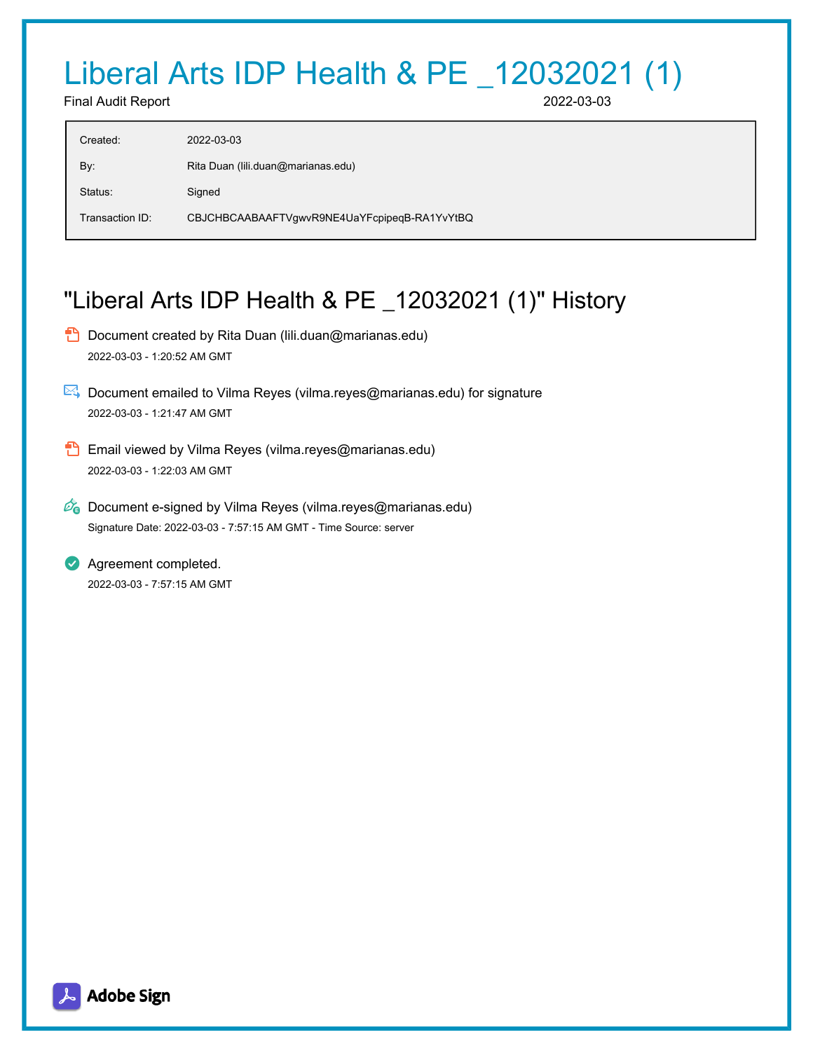# Liberal Arts IDP Health & PE _12032021 (1)

Final Audit Report 2022-03-03

| | |
|---|---|
| Created: | 2022-03-03 |
| By: | Rita Duan (lili.duan@marianas.edu) |
| Status: | Signed |
| Transaction ID: | CBJCHBCAABAAFTVgwvR9NE4UaYFcpipeqB-RA1YvYtBQ |

## "Liberal Arts IDP Health & PE _12032021 (1)" History

- Document created by Rita Duan (lili.duan@marianas.edu)
  2022-03-03 - 1:20:52 AM GMT

- Document emailed to Vilma Reyes (vilma.reyes@marianas.edu) for signature
  2022-03-03 - 1:21:47 AM GMT

- Email viewed by Vilma Reyes (vilma.reyes@marianas.edu)
  2022-03-03 - 1:22:03 AM GMT

- Document e-signed by Vilma Reyes (vilma.reyes@marianas.edu)
  Signature Date: 2022-03-03 - 7:57:15 AM GMT - Time Source: server

- Agreement completed.
  2022-03-03 - 7:57:15 AM GMT

Adobe Sign